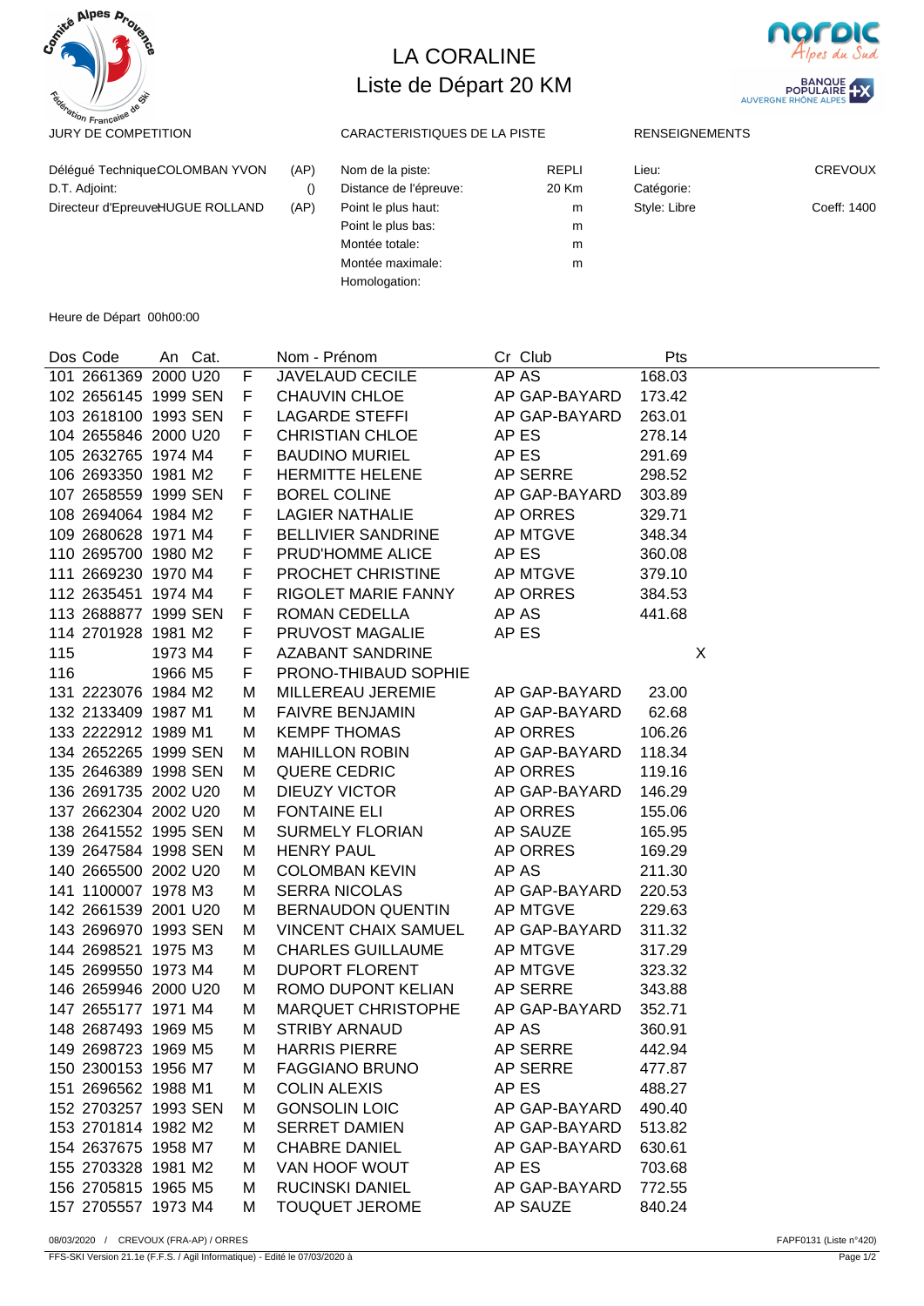# LA CORALINE

## Liste de Départ 20 KM

**JURY DE COMPETITION**

| | | |
|---|---|---|
| Délégué Technique | COLOMBAN YVON | (AP) |
| D.T. Adjoint: | | () |
| Directeur d'Epreuve | HUGUE ROLLAND | (AP) |

**CARACTERISTIQUES DE LA PISTE**

| | |
|---|---|
| Nom de la piste: | REPLI |
| Distance de l'épreuve: | 20 Km |
| Point le plus haut: | m |
| Point le plus bas: | m |
| Montée totale: | m |
| Montée maximale: | m |
| Homologation: | |

**RENSEIGNEMENTS**

| | |
|---|---|
| Lieu: | CREVOUX |
| Catégorie: | |
| Style: Libre | Coeff: 1400 |

Heure de Départ 00h00:00

| Dos | Code | An | Cat. | | Nom - Prénom | Cr | Club | Pts |
|---|---|---|---|---|---|---|---|---|
| 101 | 2661369 | 2000 | U20 | F | JAVELAUD CECILE | AP | AS | 168.03 |
| 102 | 2656145 | 1999 | SEN | F | CHAUVIN CHLOE | AP | GAP-BAYARD | 173.42 |
| 103 | 2618100 | 1993 | SEN | F | LAGARDE STEFFI | AP | GAP-BAYARD | 263.01 |
| 104 | 2655846 | 2000 | U20 | F | CHRISTIAN CHLOE | AP | ES | 278.14 |
| 105 | 2632765 | 1974 | M4 | F | BAUDINO MURIEL | AP | ES | 291.69 |
| 106 | 2693350 | 1981 | M2 | F | HERMITTE HELENE | AP | SERRE | 298.52 |
| 107 | 2658559 | 1999 | SEN | F | BOREL COLINE | AP | GAP-BAYARD | 303.89 |
| 108 | 2694064 | 1984 | M2 | F | LAGIER NATHALIE | AP | ORRES | 329.71 |
| 109 | 2680628 | 1971 | M4 | F | BELLIVIER SANDRINE | AP | MTGVE | 348.34 |
| 110 | 2695700 | 1980 | M2 | F | PRUD'HOMME ALICE | AP | ES | 360.08 |
| 111 | 2669230 | 1970 | M4 | F | PROCHET CHRISTINE | AP | MTGVE | 379.10 |
| 112 | 2635451 | 1974 | M4 | F | RIGOLET MARIE FANNY | AP | ORRES | 384.53 |
| 113 | 2688877 | 1999 | SEN | F | ROMAN CEDELLA | AP | AS | 441.68 |
| 114 | 2701928 | 1981 | M2 | F | PRUVOST MAGALIE | AP | ES | |
| 115 | | 1973 | M4 | F | AZABANT SANDRINE | | | X |
| 116 | | 1966 | M5 | F | PRONO-THIBAUD SOPHIE | | | |
| 131 | 2223076 | 1984 | M2 | M | MILLEREAU JEREMIE | AP | GAP-BAYARD | 23.00 |
| 132 | 2133409 | 1987 | M1 | M | FAIVRE BENJAMIN | AP | GAP-BAYARD | 62.68 |
| 133 | 2222912 | 1989 | M1 | M | KEMPF THOMAS | AP | ORRES | 106.26 |
| 134 | 2652265 | 1999 | SEN | M | MAHILLON ROBIN | AP | GAP-BAYARD | 118.34 |
| 135 | 2646389 | 1998 | SEN | M | QUERE CEDRIC | AP | ORRES | 119.16 |
| 136 | 2691735 | 2002 | U20 | M | DIEUZY VICTOR | AP | GAP-BAYARD | 146.29 |
| 137 | 2662304 | 2002 | U20 | M | FONTAINE ELI | AP | ORRES | 155.06 |
| 138 | 2641552 | 1995 | SEN | M | SURMELY FLORIAN | AP | SAUZE | 165.95 |
| 139 | 2647584 | 1998 | SEN | M | HENRY PAUL | AP | ORRES | 169.29 |
| 140 | 2665500 | 2002 | U20 | M | COLOMBAN KEVIN | AP | AS | 211.30 |
| 141 | 1100007 | 1978 | M3 | M | SERRA NICOLAS | AP | GAP-BAYARD | 220.53 |
| 142 | 2661539 | 2001 | U20 | M | BERNAUDON QUENTIN | AP | MTGVE | 229.63 |
| 143 | 2696970 | 1993 | SEN | M | VINCENT CHAIX SAMUEL | AP | GAP-BAYARD | 311.32 |
| 144 | 2698521 | 1975 | M3 | M | CHARLES GUILLAUME | AP | MTGVE | 317.29 |
| 145 | 2699550 | 1973 | M4 | M | DUPORT FLORENT | AP | MTGVE | 323.32 |
| 146 | 2659946 | 2000 | U20 | M | ROMO DUPONT KELIAN | AP | SERRE | 343.88 |
| 147 | 2655177 | 1971 | M4 | M | MARQUET CHRISTOPHE | AP | GAP-BAYARD | 352.71 |
| 148 | 2687493 | 1969 | M5 | M | STRIBY ARNAUD | AP | AS | 360.91 |
| 149 | 2698723 | 1969 | M5 | M | HARRIS PIERRE | AP | SERRE | 442.94 |
| 150 | 2300153 | 1956 | M7 | M | FAGGIANO BRUNO | AP | SERRE | 477.87 |
| 151 | 2696562 | 1988 | M1 | M | COLIN ALEXIS | AP | ES | 488.27 |
| 152 | 2703257 | 1993 | SEN | M | GONSOLIN LOIC | AP | GAP-BAYARD | 490.40 |
| 153 | 2701814 | 1982 | M2 | M | SERRET DAMIEN | AP | GAP-BAYARD | 513.82 |
| 154 | 2637675 | 1958 | M7 | M | CHABRE DANIEL | AP | GAP-BAYARD | 630.61 |
| 155 | 2703328 | 1981 | M2 | M | VAN HOOF WOUT | AP | ES | 703.68 |
| 156 | 2705815 | 1965 | M5 | M | RUCINSKI DANIEL | AP | GAP-BAYARD | 772.55 |
| 157 | 2705557 | 1973 | M4 | M | TOUQUET JEROME | AP | SAUZE | 840.24 |

08/03/2020 / CREVOUX (FRA-AP) / ORRES — FAPF0131 (Liste n°420)

FFS-SKI Version 21.1e (F.F.S. / Agil Informatique) - Edité le 07/03/2020 à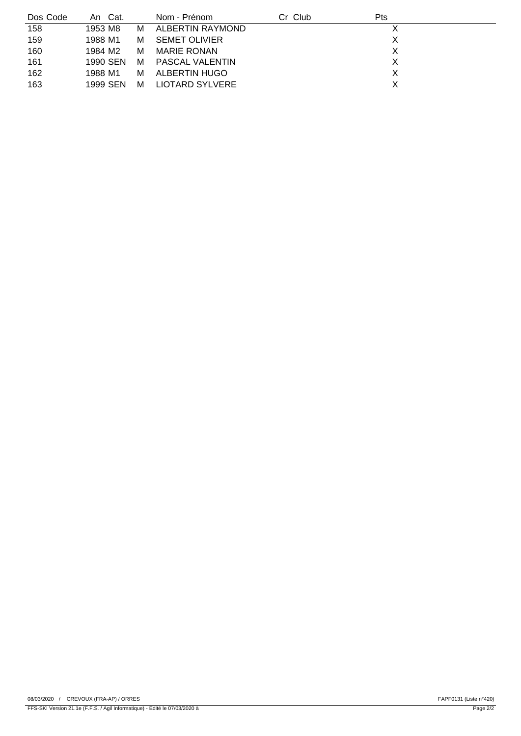| Dos | Code | An | Cat. | | Nom - Prénom | Cr | Club | Pts |
|---|---|---|---|---|---|---|---|---|
| 158 | | 1953 | M8 | M | ALBERTIN RAYMOND | | | X |
| 159 | | 1988 | M1 | M | SEMET OLIVIER | | | X |
| 160 | | 1984 | M2 | M | MARIE RONAN | | | X |
| 161 | | 1990 | SEN | M | PASCAL VALENTIN | | | X |
| 162 | | 1988 | M1 | M | ALBERTIN HUGO | | | X |
| 163 | | 1999 | SEN | M | LIOTARD SYLVERE | | | X |

08/03/2020 / CREVOUX (FRA-AP) / ORRES

FAPF0131 (Liste n°420)

FFS-SKI Version 21.1e (F.F.S. / Agil Informatique) - Edité le 07/03/2020 à